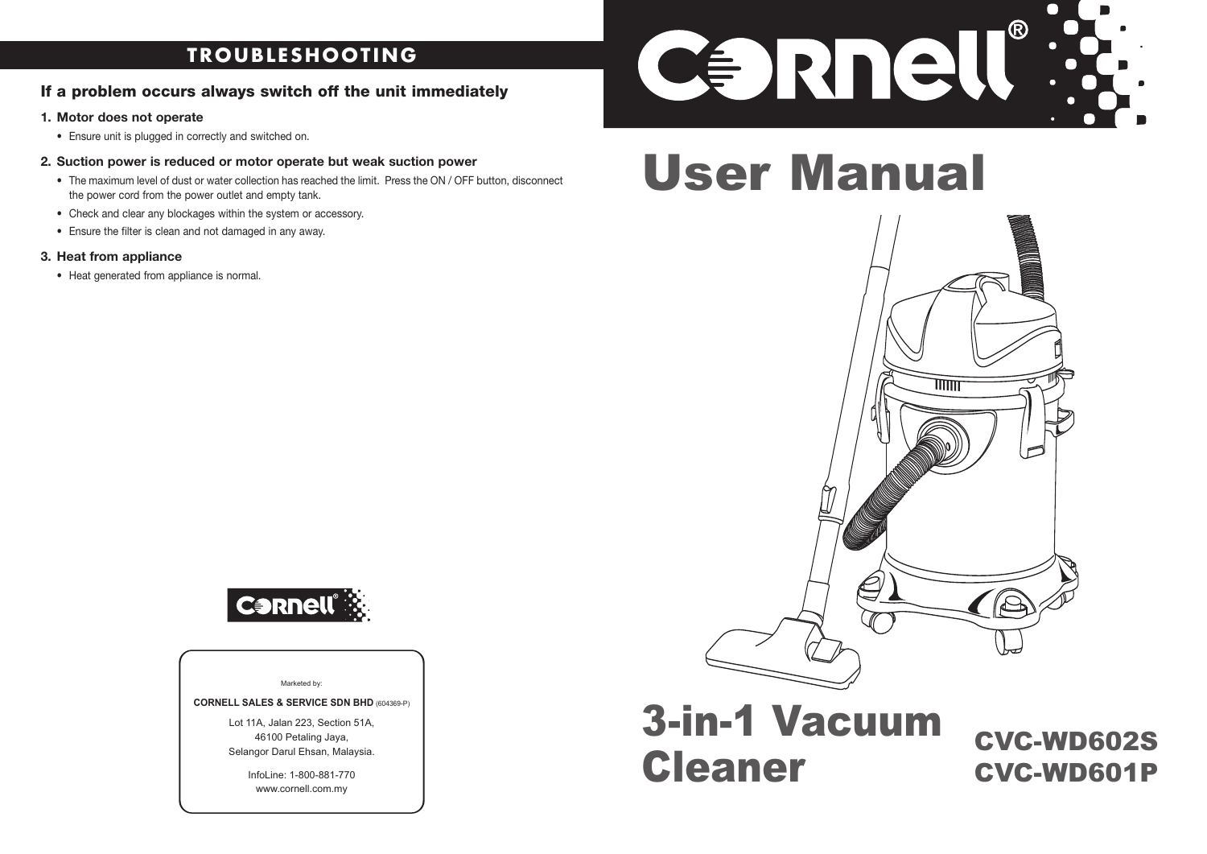## TROUBLESHOOTING

**If a problem occurs always switch off the unit immediately**

**1. Motor does not operate**

- Ensure unit is plugged in correctly and switched on.

**2. Suction power is reduced or motor operate but weak suction power**

- The maximum level of dust or water collection has reached the limit. Press the ON / OFF button, disconnect the power cord from the power outlet and empty tank.
- Check and clear any blockages within the system or accessory.
- Ensure the filter is clean and not damaged in any away.

**3. Heat from appliance**

- Heat generated from appliance is normal.

Cornell®

Marketed by:

**CORNELL SALES & SERVICE SDN BHD** (604369-P)

Lot 11A, Jalan 223, Section 51A,
46100 Petaling Jaya,
Selangor Darul Ehsan, Malaysia.

InfoLine: 1-800-881-770
www.cornell.com.my

Cornell®

# User Manual

# 3-in-1 Vacuum Cleaner

## CVC-WD602S
## CVC-WD601P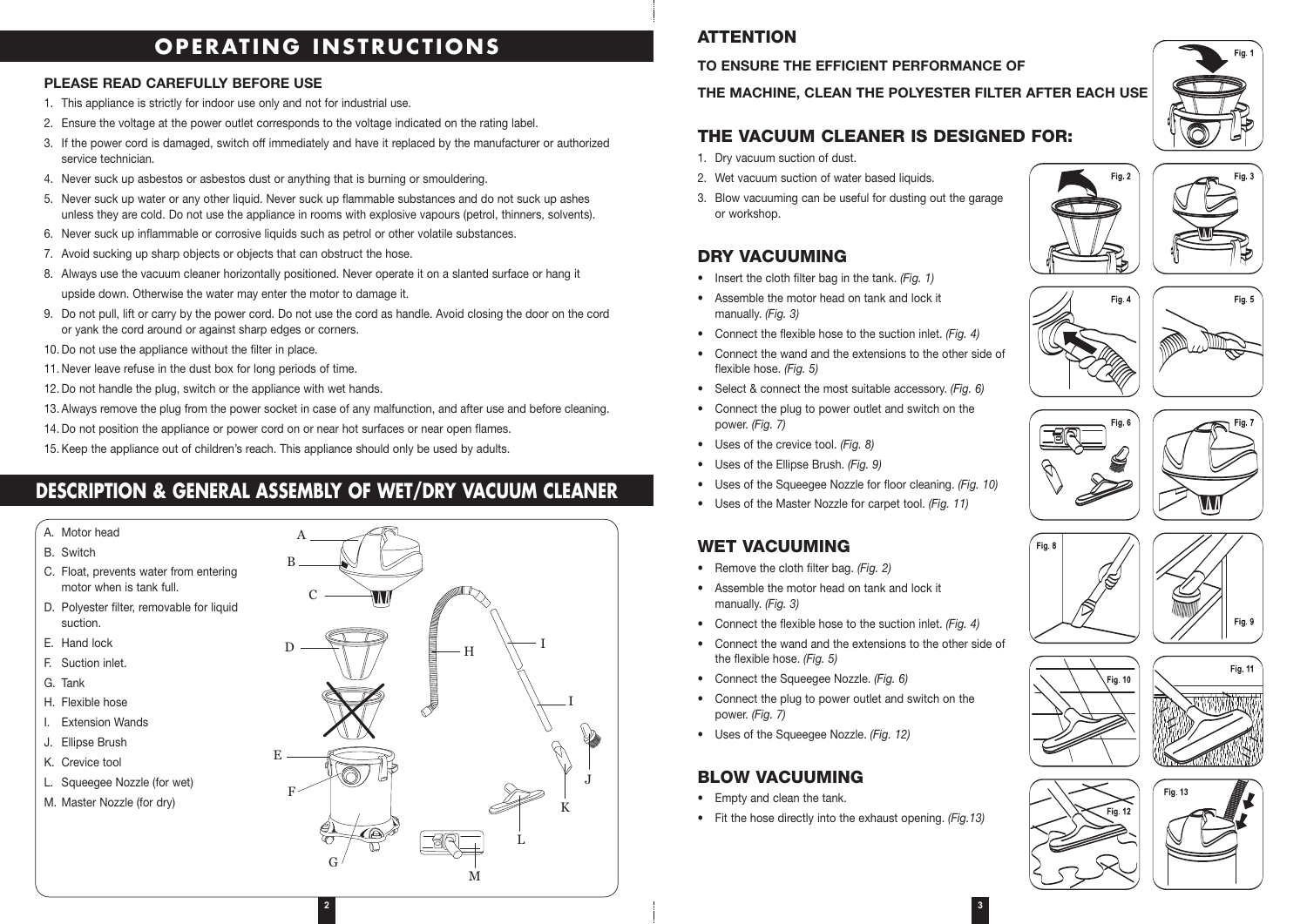# OPERATING INSTRUCTIONS

### PLEASE READ CAREFULLY BEFORE USE

1. This appliance is strictly for indoor use only and not for industrial use.
2. Ensure the voltage at the power outlet corresponds to the voltage indicated on the rating label.
3. If the power cord is damaged, switch off immediately and have it replaced by the manufacturer or authorized service technician.
4. Never suck up asbestos or asbestos dust or anything that is burning or smouldering.
5. Never suck up water or any other liquid. Never suck up flammable substances and do not suck up ashes unless they are cold. Do not use the appliance in rooms with explosive vapours (petrol, thinners, solvents).
6. Never suck up inflammable or corrosive liquids such as petrol or other volatile substances.
7. Avoid sucking up sharp objects or objects that can obstruct the hose.
8. Always use the vacuum cleaner horizontally positioned. Never operate it on a slanted surface or hang it upside down. Otherwise the water may enter the motor to damage it.
9. Do not pull, lift or carry by the power cord. Do not use the cord as handle. Avoid closing the door on the cord or yank the cord around or against sharp edges or corners.
10. Do not use the appliance without the filter in place.
11. Never leave refuse in the dust box for long periods of time.
12. Do not handle the plug, switch or the appliance with wet hands.
13. Always remove the plug from the power socket in case of any malfunction, and after use and before cleaning.
14. Do not position the appliance or power cord on or near hot surfaces or near open flames.
15. Keep the appliance out of children's reach. This appliance should only be used by adults.

# DESCRIPTION & GENERAL ASSEMBLY OF WET/DRY VACUUM CLEANER

A. Motor head
B. Switch
C. Float, prevents water from entering motor when is tank full.
D. Polyester filter, removable for liquid suction.
E. Hand lock
F. Suction inlet.
G. Tank
H. Flexible hose
I. Extension Wands
J. Ellipse Brush
K. Crevice tool
L. Squeegee Nozzle (for wet)
M. Master Nozzle (for dry)

A B C D H I I E F J K L G M

## ATTENTION

**TO ENSURE THE EFFICIENT PERFORMANCE OF THE MACHINE, CLEAN THE POLYESTER FILTER AFTER EACH USE**

## THE VACUUM CLEANER IS DESIGNED FOR:

1. Dry vacuum suction of dust.
2. Wet vacuum suction of water based liquids.
3. Blow vacuuming can be useful for dusting out the garage or workshop.

## DRY VACUUMING

- Insert the cloth filter bag in the tank. *(Fig. 1)*
- Assemble the motor head on tank and lock it manually. *(Fig. 3)*
- Connect the flexible hose to the suction inlet. *(Fig. 4)*
- Connect the wand and the extensions to the other side of flexible hose. *(Fig. 5)*
- Select & connect the most suitable accessory. *(Fig. 6)*
- Connect the plug to power outlet and switch on the power. *(Fig. 7)*
- Uses of the crevice tool. *(Fig. 8)*
- Uses of the Ellipse Brush. *(Fig. 9)*
- Uses of the Squeegee Nozzle for floor cleaning. *(Fig. 10)*
- Uses of the Master Nozzle for carpet tool. *(Fig. 11)*

## WET VACUUMING

- Remove the cloth filter bag. *(Fig. 2)*
- Assemble the motor head on tank and lock it manually. *(Fig. 3)*
- Connect the flexible hose to the suction inlet. *(Fig. 4)*
- Connect the wand and the extensions to the other side of the flexible hose. *(Fig. 5)*
- Connect the Squeegee Nozzle. *(Fig. 6)*
- Connect the plug to power outlet and switch on the power. *(Fig. 7)*
- Uses of the Squeegee Nozzle. *(Fig. 12)*

## BLOW VACUUMING

- Empty and clean the tank.
- Fit the hose directly into the exhaust opening. *(Fig.13)*

Fig. 1
Fig. 2
Fig. 3
Fig. 4
Fig. 5
Fig. 6
Fig. 7
Fig. 8
Fig. 9
Fig. 10
Fig. 11
Fig. 12
Fig. 13